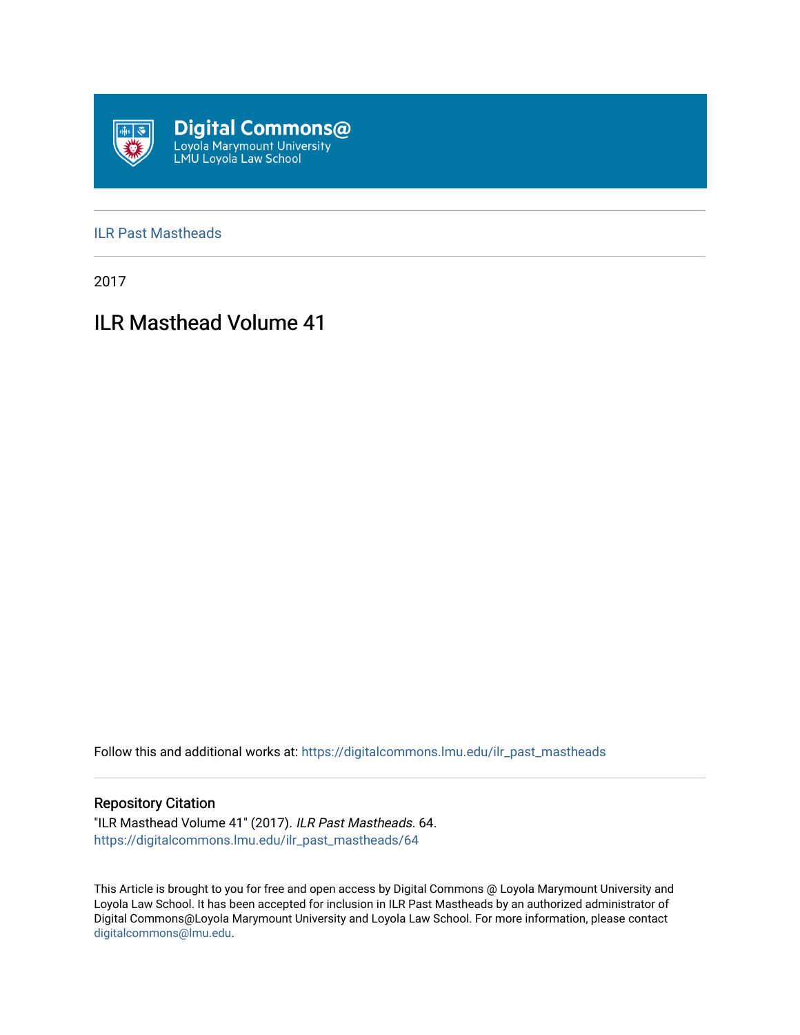# Digital Commons@

Loyola Marymount University
LMU Loyola Law School

ILR Past Mastheads

2017

## ILR Masthead Volume 41

Follow this and additional works at: https://digitalcommons.lmu.edu/ilr_past_mastheads

### Repository Citation

"ILR Masthead Volume 41" (2017). *ILR Past Mastheads*. 64.
https://digitalcommons.lmu.edu/ilr_past_mastheads/64

This Article is brought to you for free and open access by Digital Commons @ Loyola Marymount University and Loyola Law School. It has been accepted for inclusion in ILR Past Mastheads by an authorized administrator of Digital Commons@Loyola Marymount University and Loyola Law School. For more information, please contact digitalcommons@lmu.edu.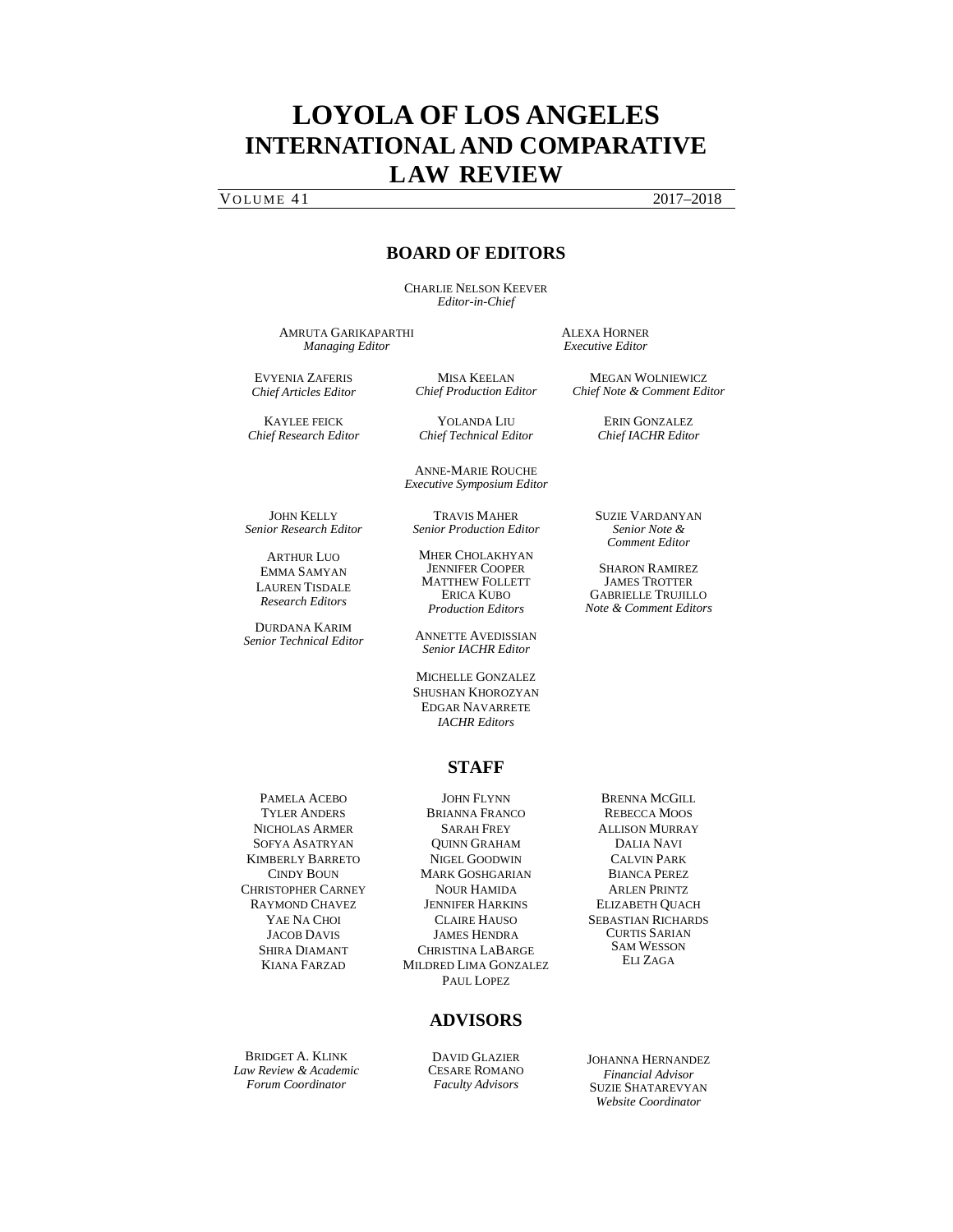# LOYOLA OF LOS ANGELES INTERNATIONAL AND COMPARATIVE LAW REVIEW

VOLUME 41 2017–2018

## BOARD OF EDITORS

CHARLIE NELSON KEEVER
*Editor-in-Chief*

AMRUTA GARIKAPARTHI
*Managing Editor*

ALEXA HORNER
*Executive Editor*

EVYENIA ZAFERIS
*Chief Articles Editor*

MISA KEELAN
*Chief Production Editor*

MEGAN WOLNIEWICZ
*Chief Note & Comment Editor*

KAYLEE FEICK
*Chief Research Editor*

YOLANDA LIU
*Chief Technical Editor*

ERIN GONZALEZ
*Chief IACHR Editor*

ANNE-MARIE ROUCHE
*Executive Symposium Editor*

JOHN KELLY
*Senior Research Editor*

ARTHUR LUO
EMMA SAMYAN
LAUREN TISDALE
*Research Editors*

DURDANA KARIM
*Senior Technical Editor*

TRAVIS MAHER
*Senior Production Editor*

MHER CHOLAKHYAN
JENNIFER COOPER
MATTHEW FOLLETT
ERICA KUBO
*Production Editors*

ANNETTE AVEDISSIAN
*Senior IACHR Editor*

MICHELLE GONZALEZ
SHUSHAN KHOROZYAN
EDGAR NAVARRETE
*IACHR Editors*

SUZIE VARDANYAN
*Senior Note & Comment Editor*

SHARON RAMIREZ
JAMES TROTTER
GABRIELLE TRUJILLO
*Note & Comment Editors*

## STAFF

PAMELA ACEBO
TYLER ANDERS
NICHOLAS ARMER
SOFYA ASATRYAN
KIMBERLY BARRETO
CINDY BOUN
CHRISTOPHER CARNEY
RAYMOND CHAVEZ
YAE NA CHOI
JACOB DAVIS
SHIRA DIAMANT
KIANA FARZAD

JOHN FLYNN
BRIANNA FRANCO
SARAH FREY
QUINN GRAHAM
NIGEL GOODWIN
MARK GOSHGARIAN
NOUR HAMIDA
JENNIFER HARKINS
CLAIRE HAUSO
JAMES HENDRA
CHRISTINA LABARGE
MILDRED LIMA GONZALEZ
PAUL LOPEZ

BRENNA MCGILL
REBECCA MOOS
ALLISON MURRAY
DALIA NAVI
CALVIN PARK
BIANCA PEREZ
ARLEN PRINTZ
ELIZABETH QUACH
SEBASTIAN RICHARDS
CURTIS SARIAN
SAM WESSON
ELI ZAGA

## ADVISORS

BRIDGET A. KLINK
*Law Review & Academic Forum Coordinator*

DAVID GLAZIER
CESARE ROMANO
*Faculty Advisors*

JOHANNA HERNANDEZ
*Financial Advisor*
SUZIE SHATAREVYAN
*Website Coordinator*